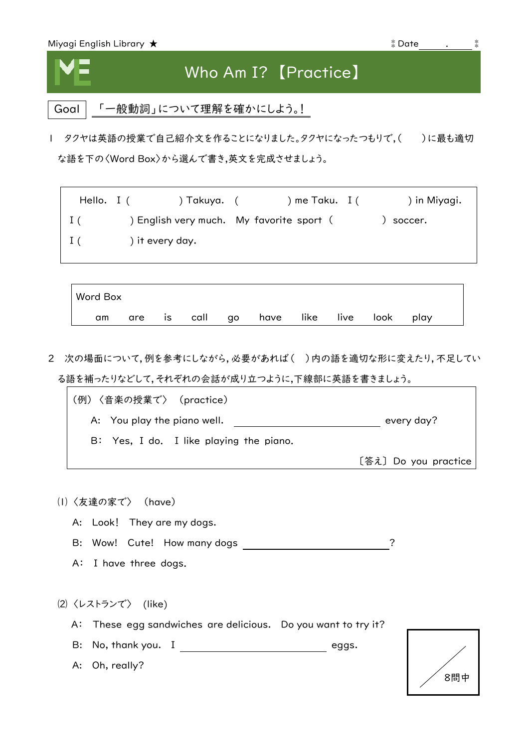Miyagi English Library ★ Date ______.______

# Who Am I?【Practice】

Goal 「一般動詞」について理解を確かにしよう。!

1　タクヤは英語の授業で自己紹介文を作ることになりました。タクヤになったつもりで，(　　)に最も適切な語を下の〈Word Box〉から選んで書き，英文を完成させましょう。

> Hello. I (　　　　) Takuya. (　　　　) me Taku. I (　　　　) in Miyagi.
> I (　　　　) English very much. My favorite sport (　　　　) soccer.
> I (　　　　) it every day.

Word Box

am　are　is　call　go　have　like　live　look　play

2　次の場面について，例を参考にしながら，必要があれば(　)内の語を適切な形に変えたり，不足している語を補ったりなどして，それぞれの会話が成り立つように，下線部に英語を書きましょう。

> (例)〈音楽の授業で〉 (practice)
>
> A: You play the piano well. ______________________ every day?
>
> B: Yes, I do. I like playing the piano.
>
> 〔答え〕Do you practice

(1)〈友達の家で〉 (have)

A: Look! They are my dogs.

B: Wow! Cute! How many dogs ______________________?

A: I have three dogs.

(2)〈レストランで〉 (like)

A: These egg sandwiches are delicious. Do you want to try it?

B: No, thank you. I ______________________ eggs.

A: Oh, really?

/ 8問中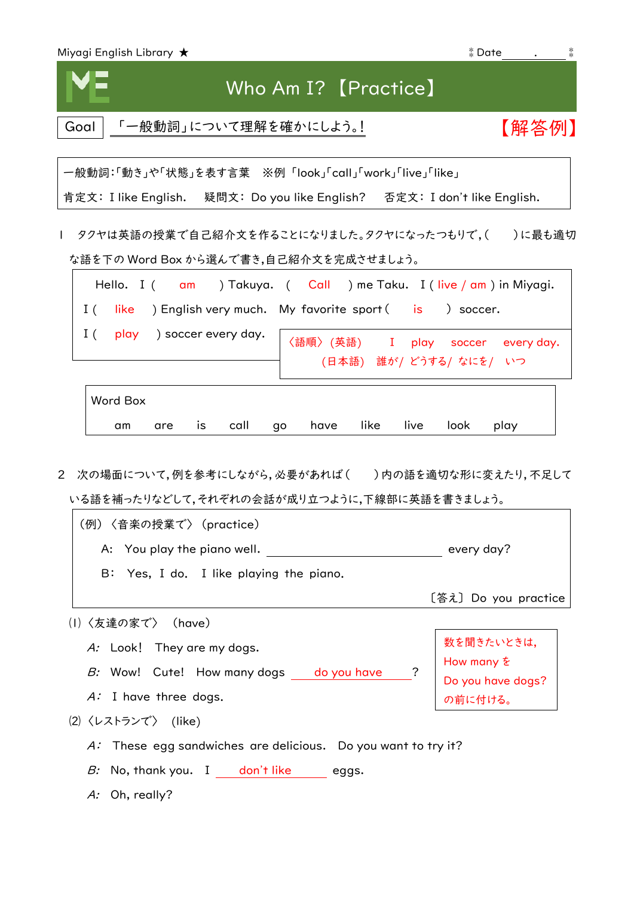Miyagi English Library ★ Date ＿＿.＿＿

# Who Am I?【Practice】

Goal 「一般動詞」について理解を確かにしよう。!

【解答例】

一般動詞：「動き」や「状態」を表す言葉　※例「look」「call」「work」「live」「like」

肯定文：I like English.　疑問文：Do you like English?　否定文：I don't like English.

1　タクヤは英語の授業で自己紹介文を作ることになりました。タクヤになったつもりで，(　　)に最も適切な語を下の Word Box から選んで書き，自己紹介文を完成させましょう。

Hello.　I ( am ) Takuya.　( Call ) me Taku.　I ( live / am ) in Miyagi.
I ( like ) English very much.　My favorite sport ( is ) soccer.
I ( play ) soccer every day.

〈語順〉(英語)　I　play　soccer　every day.
(日本語)　誰が/　どうする/　なにを/　いつ

Word Box

am　are　is　call　go　have　like　live　look　play

2　次の場面について，例を参考にしながら，必要があれば（　　）内の語を適切な形に変えたり，不足している語を補ったりなどして，それぞれの会話が成り立つように，下線部に英語を書きましょう。

(例)〈音楽の授業で〉(practice)

A:　You play the piano well. ＿＿＿＿＿＿＿＿ every day?

B:　Yes, I do.　I like playing the piano.

〔答え〕Do you practice

(1)〈友達の家で〉(have)

*A:*　Look!　They are my dogs.

*B:*　Wow!　Cute!　How many dogs ＿do you have＿?

*A:*　I have three dogs.

数を聞きたいときは，How many を Do you have dogs? の前に付ける。

(2)〈レストランで〉(like)

*A:*　These egg sandwiches are delicious.　Do you want to try it?

*B:*　No, thank you.　I ＿don't like＿ eggs.

*A:*　Oh, really?